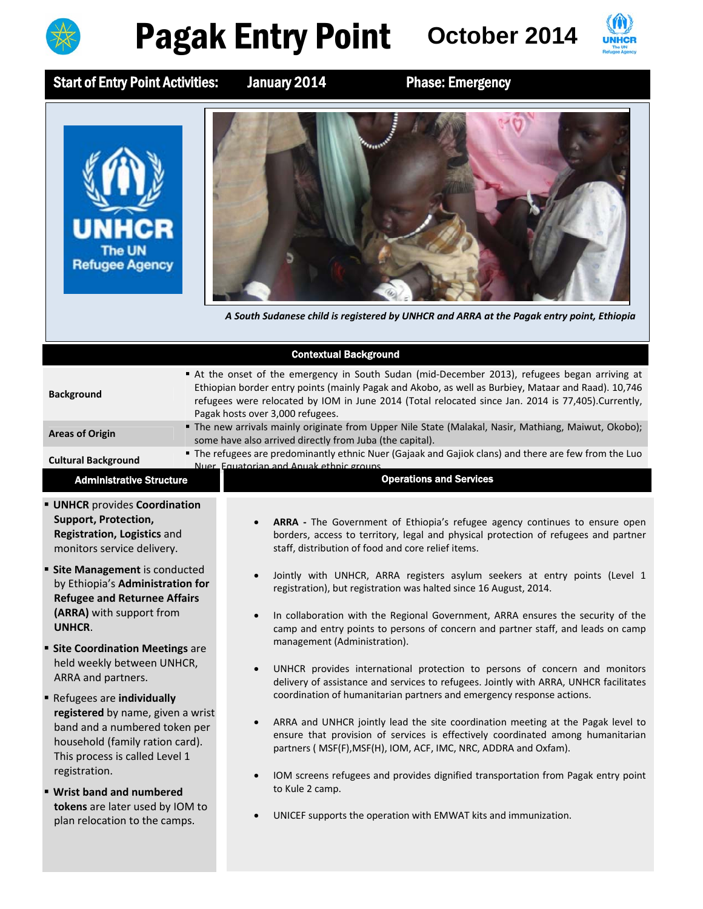# Pagak Entry Point

**October 2014**

**Start of Entry Point Activities:** January 2014 | **Phase: Emergency**

*A South Sudanese child is registered by UNHCR and ARRA at the Pagak entry point, Ethiopia*

## Contextual Background

| | |
|---|---|
| **Background** | At the onset of the emergency in South Sudan (mid-December 2013), refugees began arriving at Ethiopian border entry points (mainly Pagak and Akobo, as well as Burbiey, Mataar and Raad). 10,746 refugees were relocated by IOM in June 2014 (Total relocated since Jan. 2014 is 77,405).Currently, Pagak hosts over 3,000 refugees. |
| **Areas of Origin** | The new arrivals mainly originate from Upper Nile State (Malakal, Nasir, Mathiang, Maiwut, Okobo); some have also arrived directly from Juba (the capital). |
| **Cultural Background** | The refugees are predominantly ethnic Nuer (Gajaak and Gajiok clans) and there are few from the Luo Nuer, Equatorian and Anuak ethnic groups |

## Administrative Structure

- **UNHCR** provides **Coordination Support, Protection, Registration, Logistics** and monitors service delivery.
- **Site Management** is conducted by Ethiopia's **Administration for Refugee and Returnee Affairs (ARRA)** with support from **UNHCR**.
- **Site Coordination Meetings** are held weekly between UNHCR, ARRA and partners.
- Refugees are **individually registered** by name, given a wrist band and a numbered token per household (family ration card). This process is called Level 1 registration.
- **Wrist band and numbered tokens** are later used by IOM to plan relocation to the camps.

## Operations and Services

- **ARRA -** The Government of Ethiopia's refugee agency continues to ensure open borders, access to territory, legal and physical protection of refugees and partner staff, distribution of food and core relief items.
- Jointly with UNHCR, ARRA registers asylum seekers at entry points (Level 1 registration), but registration was halted since 16 August, 2014.
- In collaboration with the Regional Government, ARRA ensures the security of the camp and entry points to persons of concern and partner staff, and leads on camp management (Administration).
- UNHCR provides international protection to persons of concern and monitors delivery of assistance and services to refugees. Jointly with ARRA, UNHCR facilitates coordination of humanitarian partners and emergency response actions.
- ARRA and UNHCR jointly lead the site coordination meeting at the Pagak level to ensure that provision of services is effectively coordinated among humanitarian partners ( MSF(F),MSF(H), IOM, ACF, IMC, NRC, ADDRA and Oxfam).
- IOM screens refugees and provides dignified transportation from Pagak entry point to Kule 2 camp.
- UNICEF supports the operation with EMWAT kits and immunization.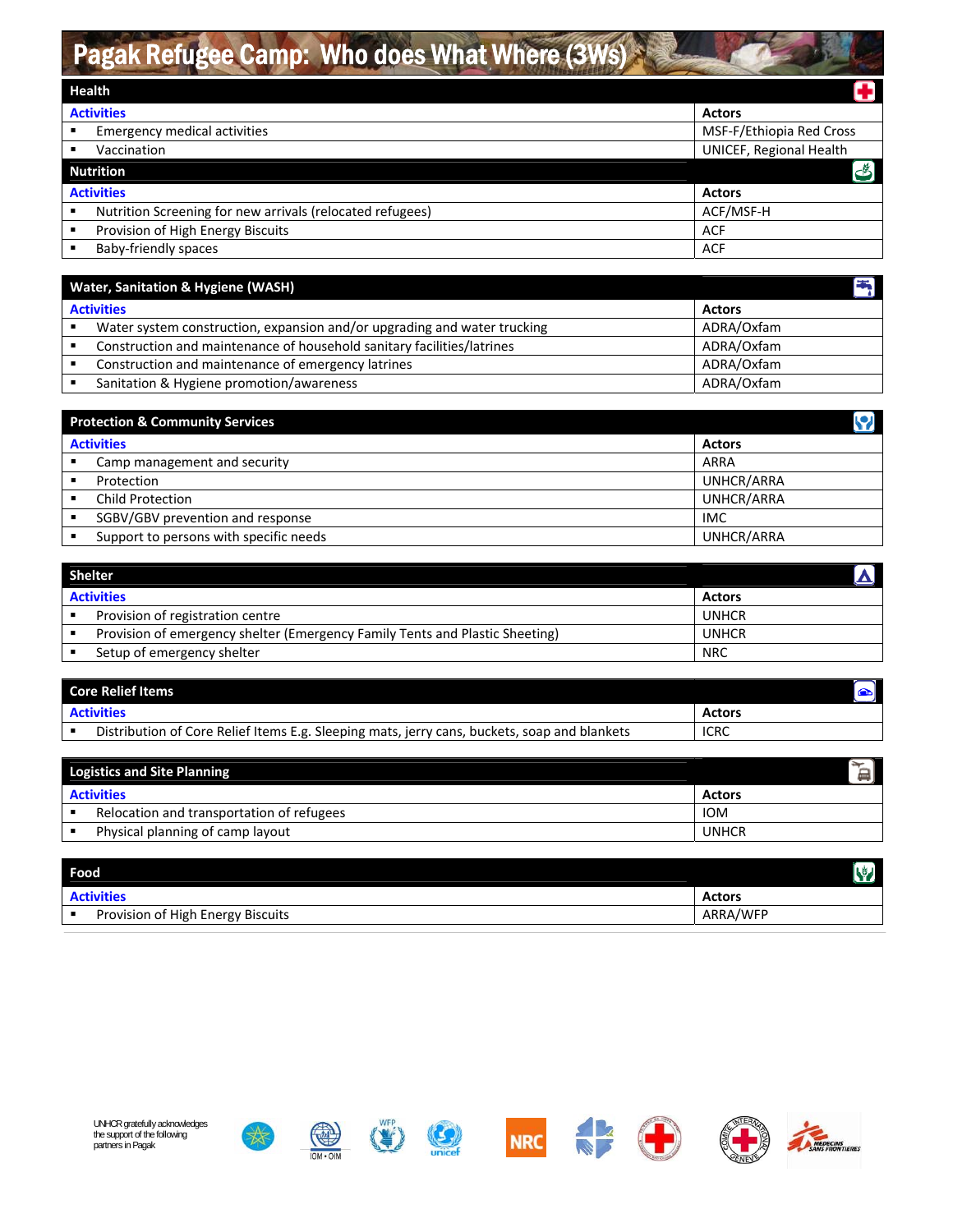# Pagak Refugee Camp: Who does What Where (3Ws)

## Health

| Activities | Actors |
|---|---|
| ▪ Emergency medical activities | MSF-F/Ethiopia Red Cross |
| ▪ Vaccination | UNICEF, Regional Health |

## Nutrition

| Activities | Actors |
|---|---|
| ▪ Nutrition Screening for new arrivals (relocated refugees) | ACF/MSF-H |
| ▪ Provision of High Energy Biscuits | ACF |
| ▪ Baby-friendly spaces | ACF |

## Water, Sanitation & Hygiene (WASH)

| Activities | Actors |
|---|---|
| ▪ Water system construction, expansion and/or upgrading and water trucking | ADRA/Oxfam |
| ▪ Construction and maintenance of household sanitary facilities/latrines | ADRA/Oxfam |
| ▪ Construction and maintenance of emergency latrines | ADRA/Oxfam |
| ▪ Sanitation & Hygiene promotion/awareness | ADRA/Oxfam |

## Protection & Community Services

| Activities | Actors |
|---|---|
| ▪ Camp management and security | ARRA |
| ▪ Protection | UNHCR/ARRA |
| ▪ Child Protection | UNHCR/ARRA |
| ▪ SGBV/GBV prevention and response | IMC |
| ▪ Support to persons with specific needs | UNHCR/ARRA |

## Shelter

| Activities | Actors |
|---|---|
| ▪ Provision of registration centre | UNHCR |
| ▪ Provision of emergency shelter (Emergency Family Tents and Plastic Sheeting) | UNHCR |
| ▪ Setup of emergency shelter | NRC |

## Core Relief Items

| Activities | Actors |
|---|---|
| ▪ Distribution of Core Relief Items E.g. Sleeping mats, jerry cans, buckets, soap and blankets | ICRC |

## Logistics and Site Planning

| Activities | Actors |
|---|---|
| ▪ Relocation and transportation of refugees | IOM |
| ▪ Physical planning of camp layout | UNHCR |

## Food

| Activities | Actors |
|---|---|
| ▪ Provision of High Energy Biscuits | ARRA/WFP |

UNHCR gratefully acknowledges the support of the following partners in Pagak